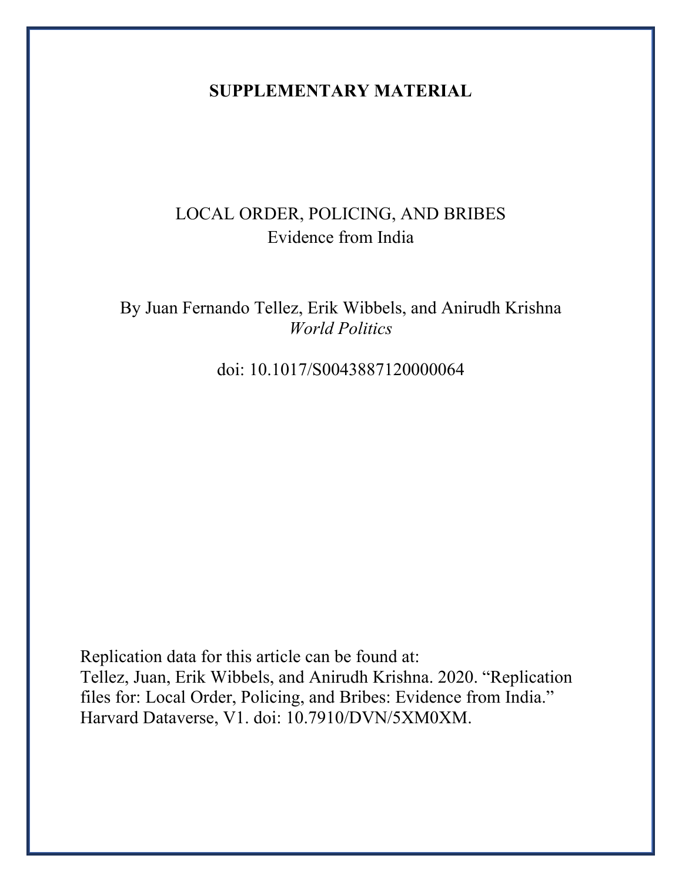# SUPPLEMENTARY MATERIAL

LOCAL ORDER, POLICING, AND BRIBES
Evidence from India

By Juan Fernando Tellez, Erik Wibbels, and Anirudh Krishna
*World Politics*

doi: 10.1017/S0043887120000064

Replication data for this article can be found at:
Tellez, Juan, Erik Wibbels, and Anirudh Krishna. 2020. "Replication files for: Local Order, Policing, and Bribes: Evidence from India." Harvard Dataverse, V1. doi: 10.7910/DVN/5XM0XM.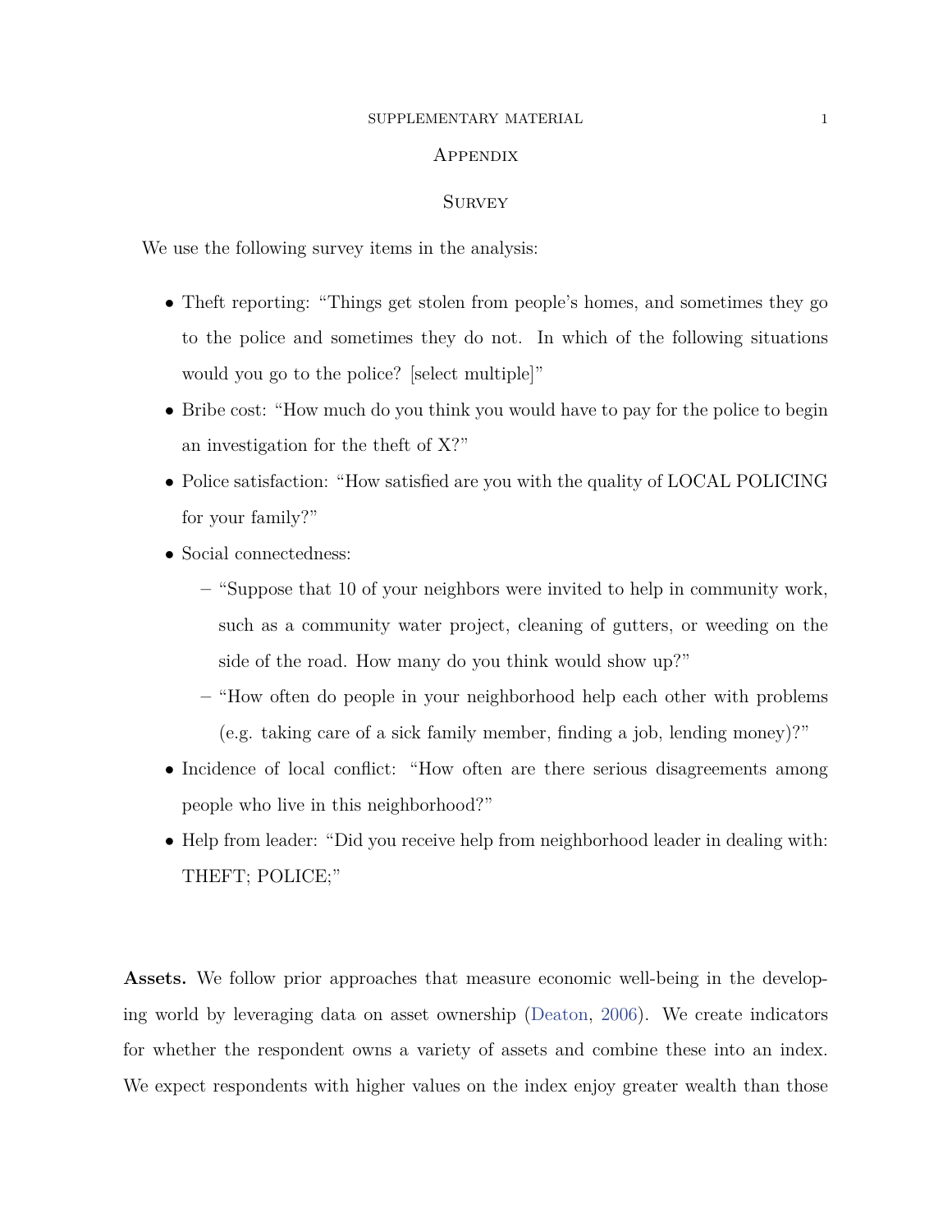# Appendix

## Survey

We use the following survey items in the analysis:

- Theft reporting: "Things get stolen from people's homes, and sometimes they go to the police and sometimes they do not. In which of the following situations would you go to the police? [select multiple]"
- Bribe cost: "How much do you think you would have to pay for the police to begin an investigation for the theft of X?"
- Police satisfaction: "How satisfied are you with the quality of LOCAL POLICING for your family?"
- Social connectedness:
  - "Suppose that 10 of your neighbors were invited to help in community work, such as a community water project, cleaning of gutters, or weeding on the side of the road. How many do you think would show up?"
  - "How often do people in your neighborhood help each other with problems (e.g. taking care of a sick family member, finding a job, lending money)?"
- Incidence of local conflict: "How often are there serious disagreements among people who live in this neighborhood?"
- Help from leader: "Did you receive help from neighborhood leader in dealing with: THEFT; POLICE;"

**Assets.** We follow prior approaches that measure economic well-being in the developing world by leveraging data on asset ownership (Deaton, 2006). We create indicators for whether the respondent owns a variety of assets and combine these into an index. We expect respondents with higher values on the index enjoy greater wealth than those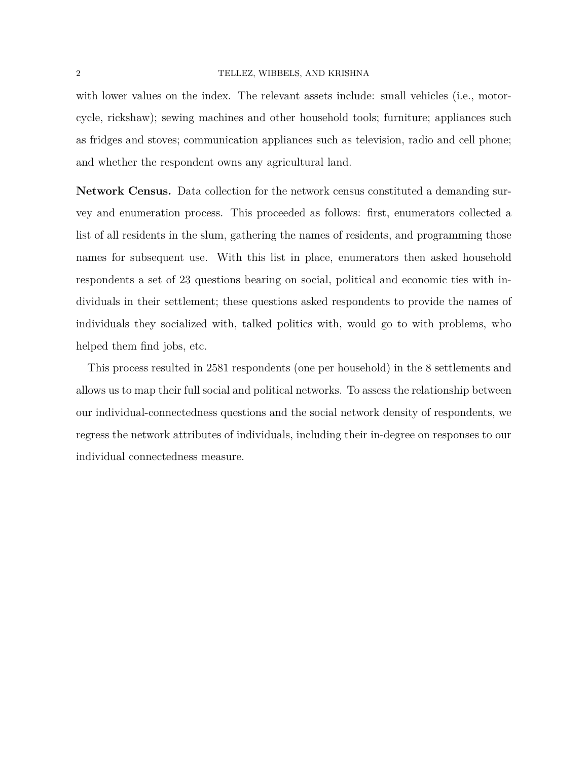with lower values on the index. The relevant assets include: small vehicles (i.e., motorcycle, rickshaw); sewing machines and other household tools; furniture; appliances such as fridges and stoves; communication appliances such as television, radio and cell phone; and whether the respondent owns any agricultural land.

**Network Census.** Data collection for the network census constituted a demanding survey and enumeration process. This proceeded as follows: first, enumerators collected a list of all residents in the slum, gathering the names of residents, and programming those names for subsequent use. With this list in place, enumerators then asked household respondents a set of 23 questions bearing on social, political and economic ties with individuals in their settlement; these questions asked respondents to provide the names of individuals they socialized with, talked politics with, would go to with problems, who helped them find jobs, etc.

This process resulted in 2581 respondents (one per household) in the 8 settlements and allows us to map their full social and political networks. To assess the relationship between our individual-connectedness questions and the social network density of respondents, we regress the network attributes of individuals, including their in-degree on responses to our individual connectedness measure.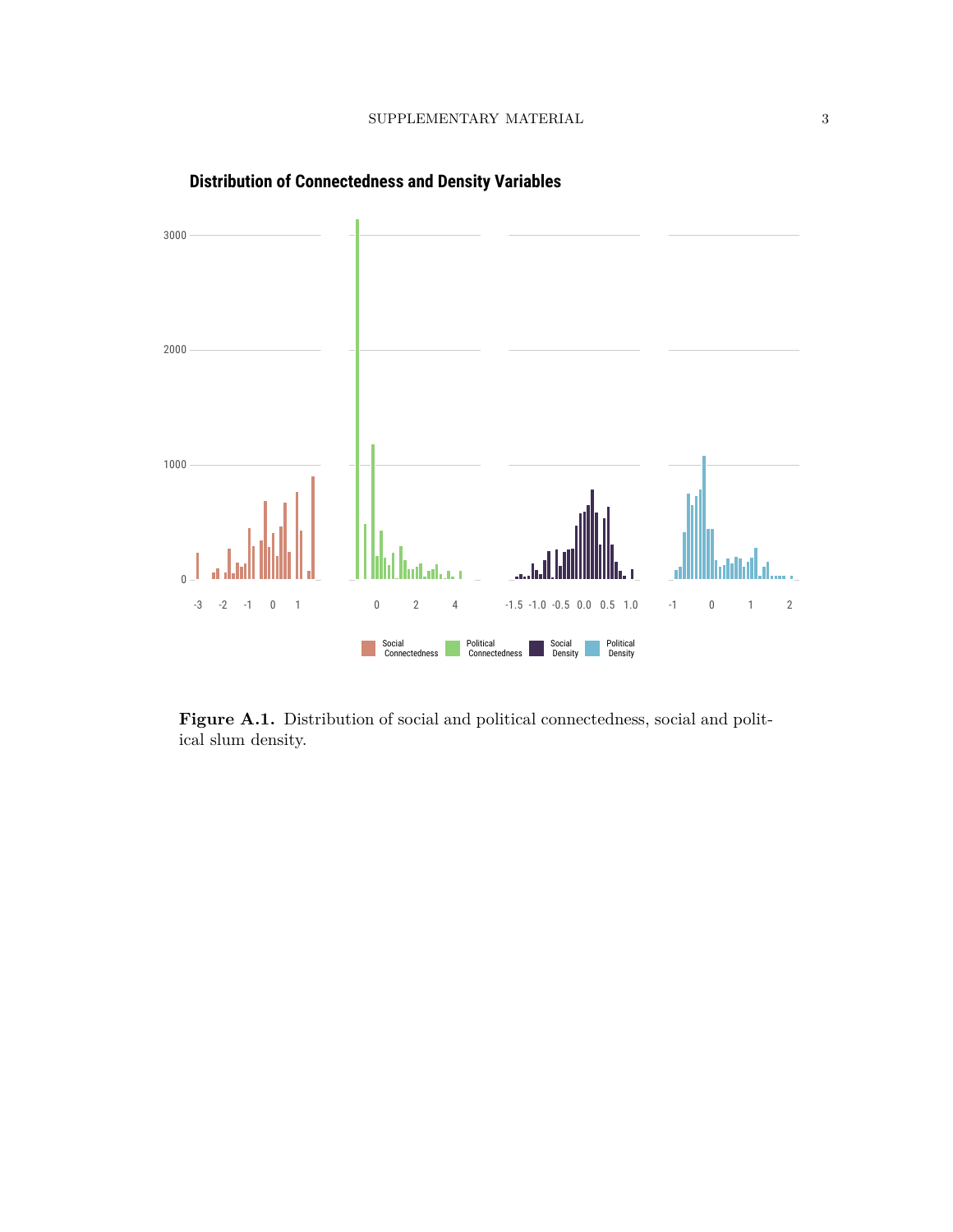**Figure A.1.** Distribution of social and political connectedness, social and political slum density.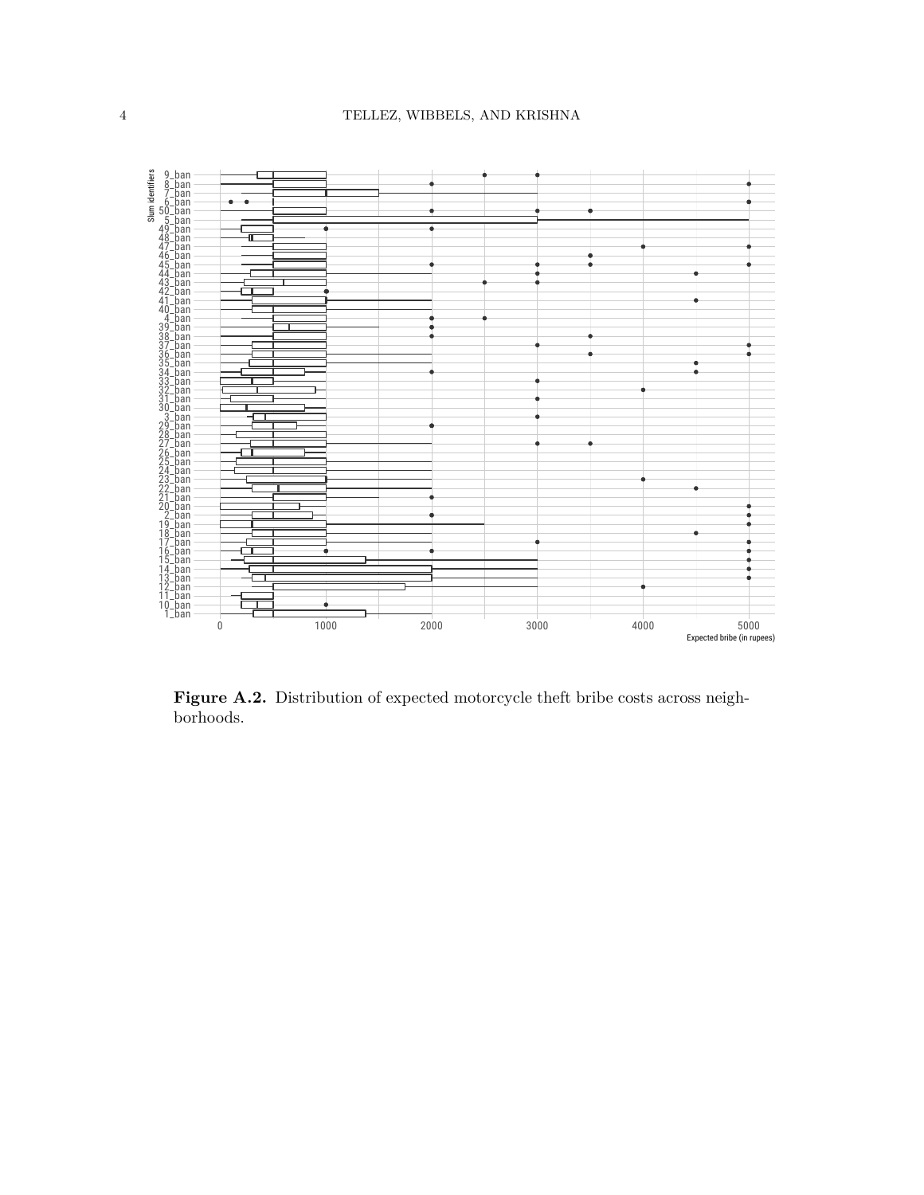**Figure A.2.** Distribution of expected motorcycle theft bribe costs across neighborhoods.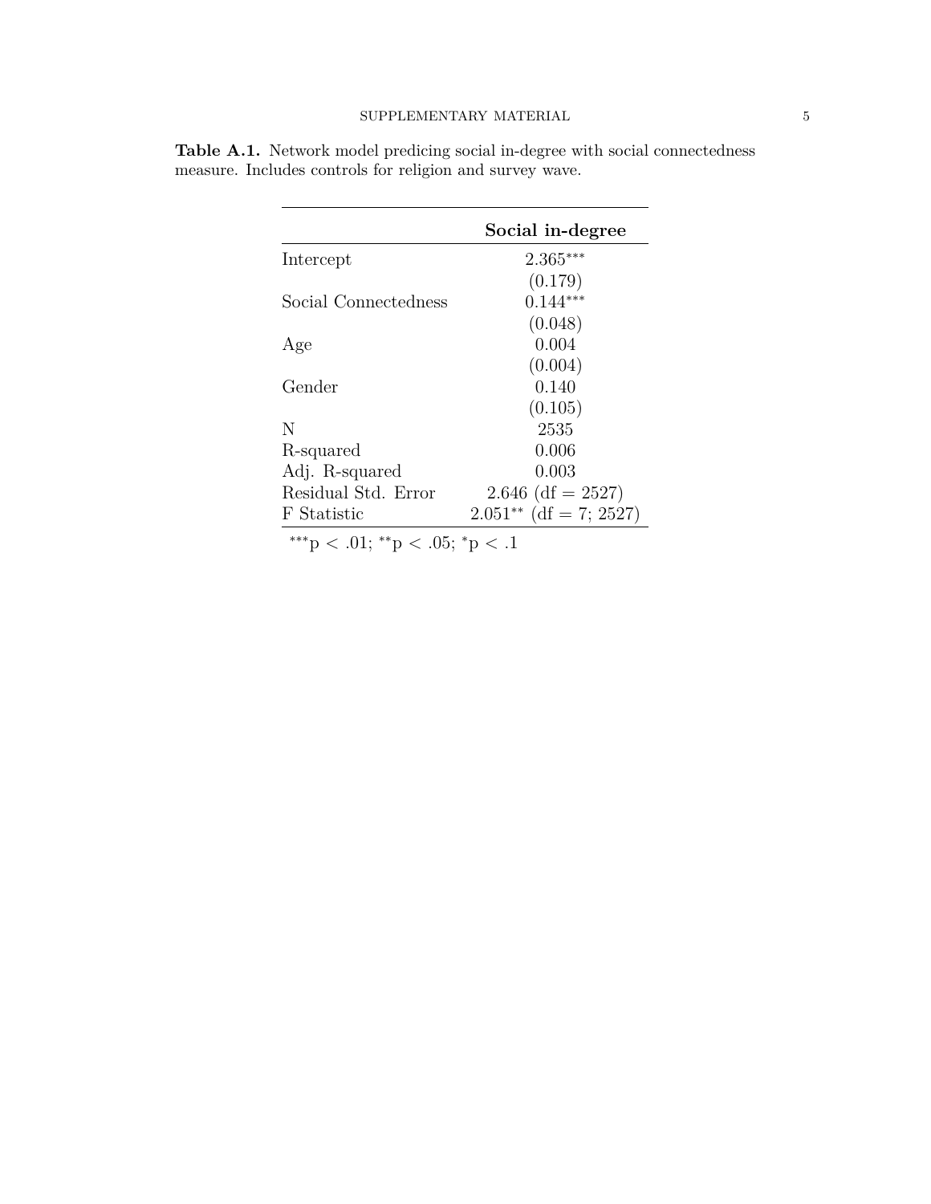**Table A.1.** Network model predicing social in-degree with social connectedness measure. Includes controls for religion and survey wave.

| | **Social in-degree** |
|---|---|
| Intercept | $2.365^{***}$ |
| | (0.179) |
| Social Connectedness | $0.144^{***}$ |
| | (0.048) |
| Age | 0.004 |
| | (0.004) |
| Gender | 0.140 |
| | (0.105) |
| N | 2535 |
| R-squared | 0.006 |
| Adj. R-squared | 0.003 |
| Residual Std. Error | 2.646 (df = 2527) |
| F Statistic | $2.051^{**}$ (df = 7; 2527) |

$^{***}p < .01$; $^{**}p < .05$; $^{*}p < .1$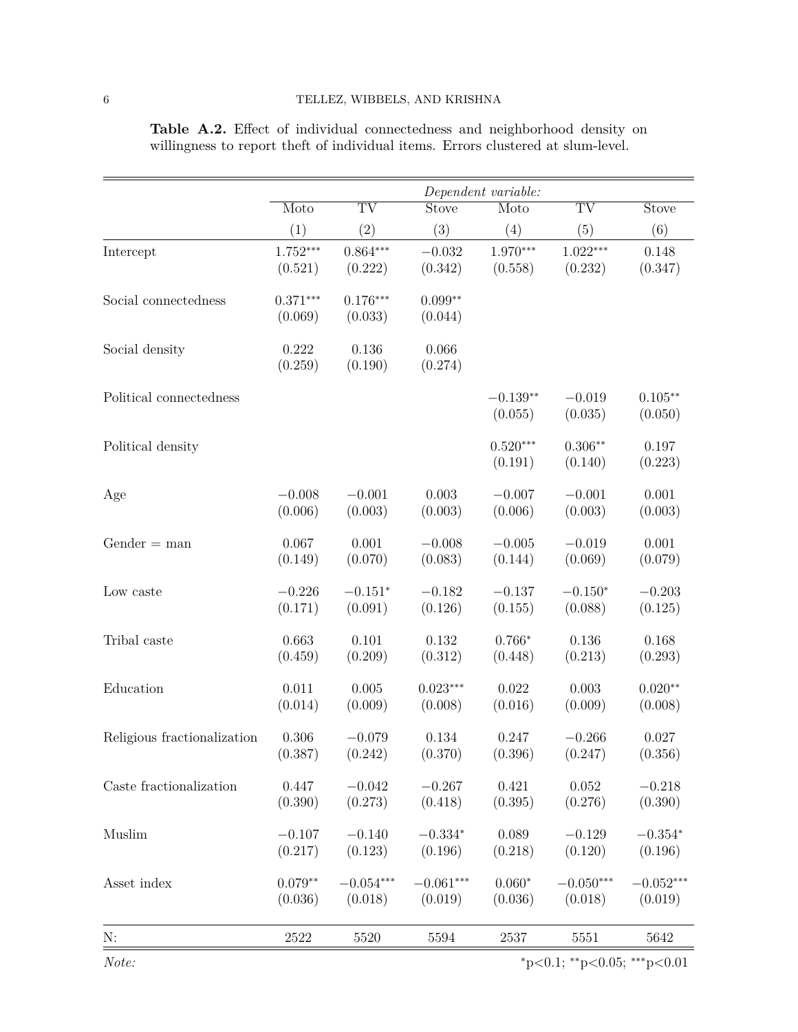**Table A.2.** Effect of individual connectedness and neighborhood density on willingness to report theft of individual items. Errors clustered at slum-level.

| | *Dependent variable:* | | | | | |
|---|---|---|---|---|---|---|
| | Moto | TV | Stove | Moto | TV | Stove |
| | (1) | (2) | (3) | (4) | (5) | (6) |
| Intercept | $1.752^{***}$ | $0.864^{***}$ | $-0.032$ | $1.970^{***}$ | $1.022^{***}$ | $0.148$ |
| | (0.521) | (0.222) | (0.342) | (0.558) | (0.232) | (0.347) |
| Social connectedness | $0.371^{***}$ | $0.176^{***}$ | $0.099^{**}$ | | | |
| | (0.069) | (0.033) | (0.044) | | | |
| Social density | $0.222$ | $0.136$ | $0.066$ | | | |
| | (0.259) | (0.190) | (0.274) | | | |
| Political connectedness | | | | $-0.139^{**}$ | $-0.019$ | $0.105^{**}$ |
| | | | | (0.055) | (0.035) | (0.050) |
| Political density | | | | $0.520^{***}$ | $0.306^{**}$ | $0.197$ |
| | | | | (0.191) | (0.140) | (0.223) |
| Age | $-0.008$ | $-0.001$ | $0.003$ | $-0.007$ | $-0.001$ | $0.001$ |
| | (0.006) | (0.003) | (0.003) | (0.006) | (0.003) | (0.003) |
| Gender = man | $0.067$ | $0.001$ | $-0.008$ | $-0.005$ | $-0.019$ | $0.001$ |
| | (0.149) | (0.070) | (0.083) | (0.144) | (0.069) | (0.079) |
| Low caste | $-0.226$ | $-0.151^{*}$ | $-0.182$ | $-0.137$ | $-0.150^{*}$ | $-0.203$ |
| | (0.171) | (0.091) | (0.126) | (0.155) | (0.088) | (0.125) |
| Tribal caste | $0.663$ | $0.101$ | $0.132$ | $0.766^{*}$ | $0.136$ | $0.168$ |
| | (0.459) | (0.209) | (0.312) | (0.448) | (0.213) | (0.293) |
| Education | $0.011$ | $0.005$ | $0.023^{***}$ | $0.022$ | $0.003$ | $0.020^{**}$ |
| | (0.014) | (0.009) | (0.008) | (0.016) | (0.009) | (0.008) |
| Religious fractionalization | $0.306$ | $-0.079$ | $0.134$ | $0.247$ | $-0.266$ | $0.027$ |
| | (0.387) | (0.242) | (0.370) | (0.396) | (0.247) | (0.356) |
| Caste fractionalization | $0.447$ | $-0.042$ | $-0.267$ | $0.421$ | $0.052$ | $-0.218$ |
| | (0.390) | (0.273) | (0.418) | (0.395) | (0.276) | (0.390) |
| Muslim | $-0.107$ | $-0.140$ | $-0.334^{*}$ | $0.089$ | $-0.129$ | $-0.354^{*}$ |
| | (0.217) | (0.123) | (0.196) | (0.218) | (0.120) | (0.196) |
| Asset index | $0.079^{**}$ | $-0.054^{***}$ | $-0.061^{***}$ | $0.060^{*}$ | $-0.050^{***}$ | $-0.052^{***}$ |
| | (0.036) | (0.018) | (0.019) | (0.036) | (0.018) | (0.019) |
| N: | 2522 | 5520 | 5594 | 2537 | 5551 | 5642 |

*Note:* $^{*}$p<0.1; $^{**}$p<0.05; $^{***}$p<0.01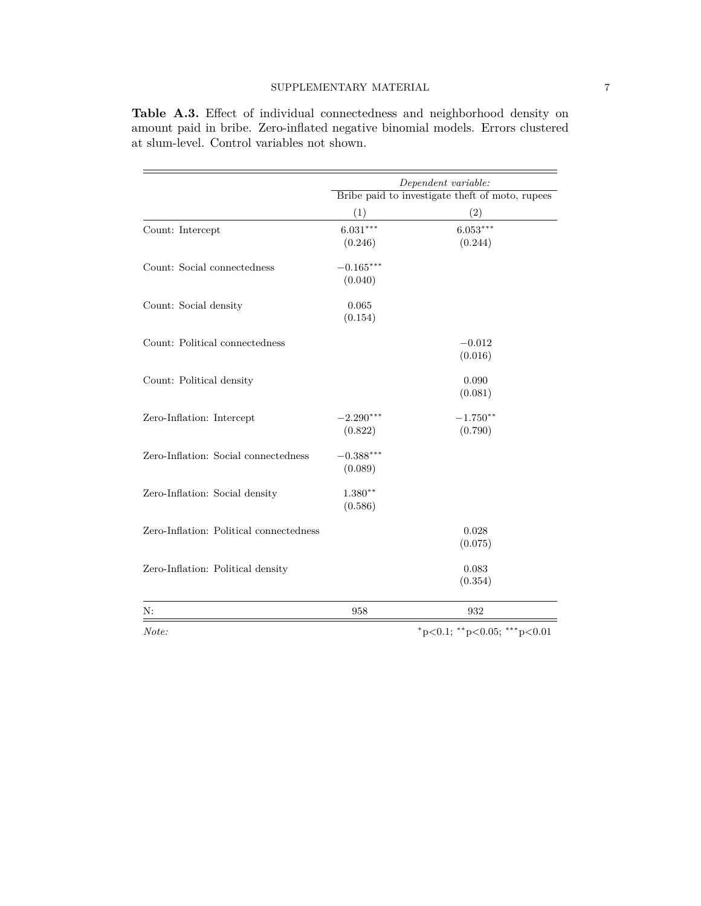**Table A.3.** Effect of individual connectedness and neighborhood density on amount paid in bribe. Zero-inflated negative binomial models. Errors clustered at slum-level. Control variables not shown.

| | *Dependent variable:* | |
|---|---|---|
| | Bribe paid to investigate theft of moto, rupees | |
| | (1) | (2) |
| Count: Intercept | 6.031*** | 6.053*** |
| | (0.246) | (0.244) |
| Count: Social connectedness | −0.165*** | |
| | (0.040) | |
| Count: Social density | 0.065 | |
| | (0.154) | |
| Count: Political connectedness | | −0.012 |
| | | (0.016) |
| Count: Political density | | 0.090 |
| | | (0.081) |
| Zero-Inflation: Intercept | −2.290*** | −1.750** |
| | (0.822) | (0.790) |
| Zero-Inflation: Social connectedness | −0.388*** | |
| | (0.089) | |
| Zero-Inflation: Social density | 1.380** | |
| | (0.586) | |
| Zero-Inflation: Political connectedness | | 0.028 |
| | | (0.075) |
| Zero-Inflation: Political density | | 0.083 |
| | | (0.354) |
| N: | 958 | 932 |

*Note:* *p<0.1; **p<0.05; ***p<0.01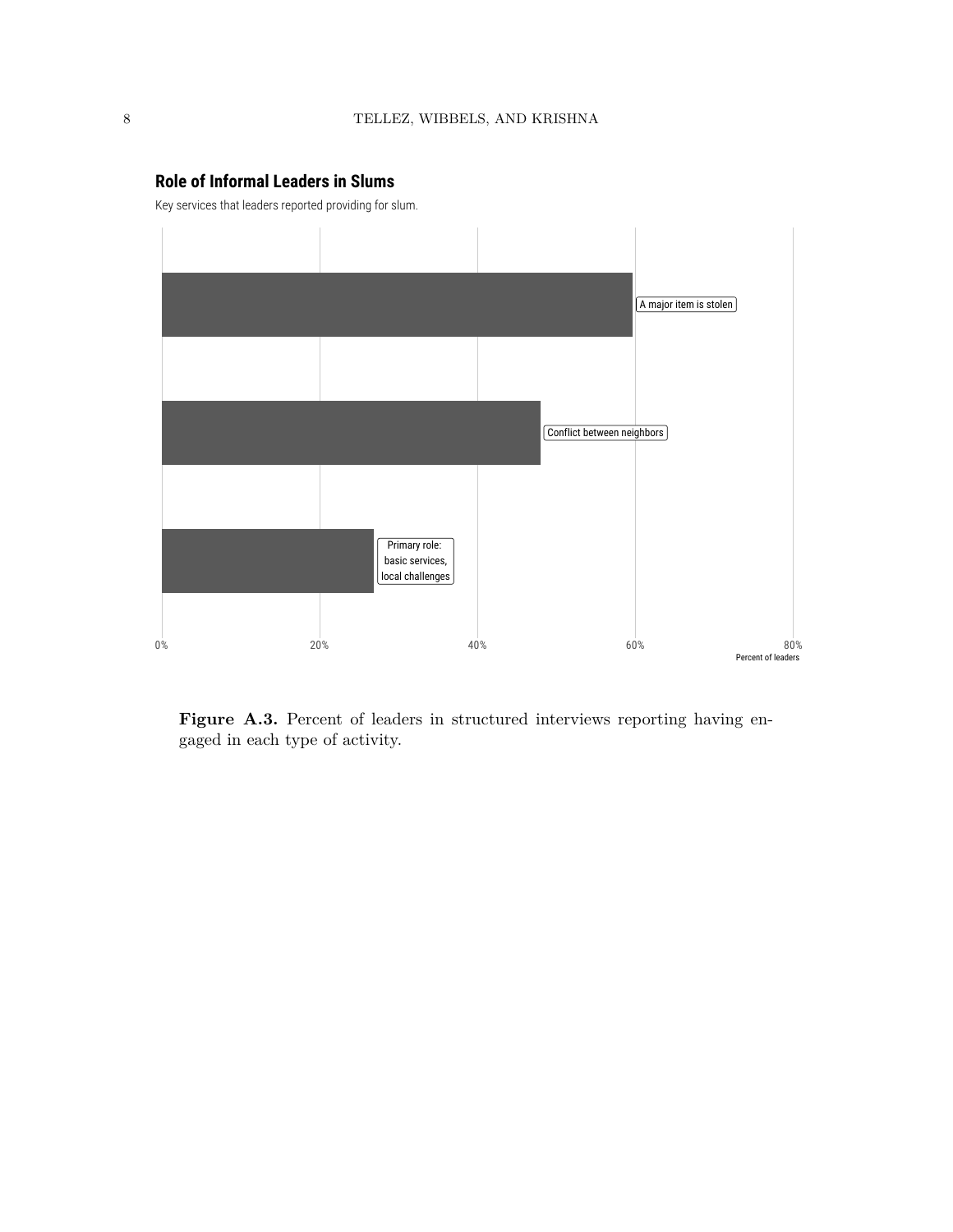## Role of Informal Leaders in Slums

Key services that leaders reported providing for slum.

| Activity | Percent of leaders (approx.) |
| --- | --- |
| A major item is stolen | ~60% |
| Conflict between neighbors | ~48% |
| Primary role: basic services, local challenges | ~27% |

**Figure A.3.** Percent of leaders in structured interviews reporting having engaged in each type of activity.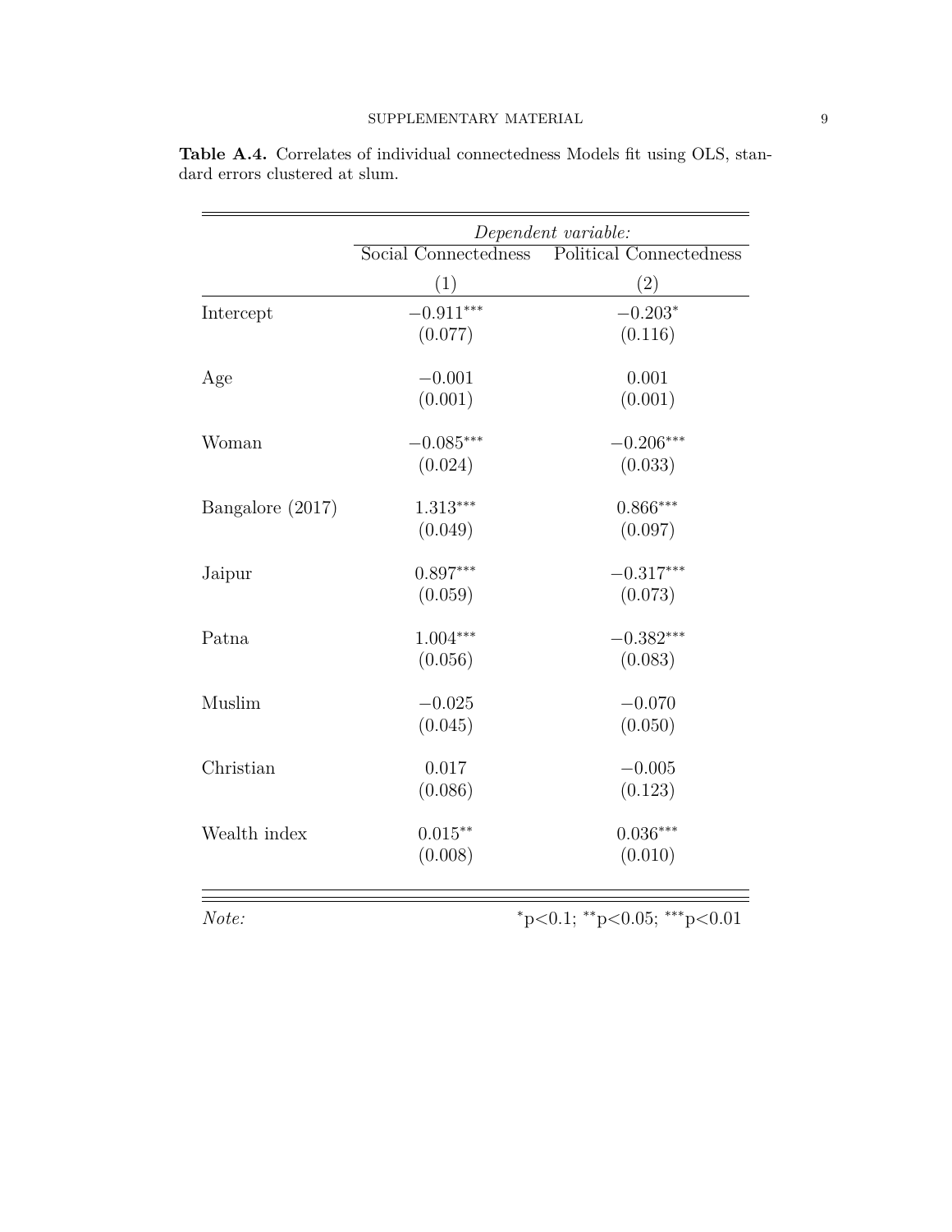**Table A.4.** Correlates of individual connectedness Models fit using OLS, standard errors clustered at slum.

| | *Dependent variable:* | |
|---|---|---|
| | Social Connectedness | Political Connectedness |
| | (1) | (2) |
| Intercept | $-0.911^{***}$ | $-0.203^{*}$ |
| | (0.077) | (0.116) |
| Age | $-0.001$ | 0.001 |
| | (0.001) | (0.001) |
| Woman | $-0.085^{***}$ | $-0.206^{***}$ |
| | (0.024) | (0.033) |
| Bangalore (2017) | $1.313^{***}$ | $0.866^{***}$ |
| | (0.049) | (0.097) |
| Jaipur | $0.897^{***}$ | $-0.317^{***}$ |
| | (0.059) | (0.073) |
| Patna | $1.004^{***}$ | $-0.382^{***}$ |
| | (0.056) | (0.083) |
| Muslim | $-0.025$ | $-0.070$ |
| | (0.045) | (0.050) |
| Christian | 0.017 | $-0.005$ |
| | (0.086) | (0.123) |
| Wealth index | $0.015^{**}$ | $0.036^{***}$ |
| | (0.008) | (0.010) |

*Note:* $^{*}$p<0.1; $^{**}$p<0.05; $^{***}$p<0.01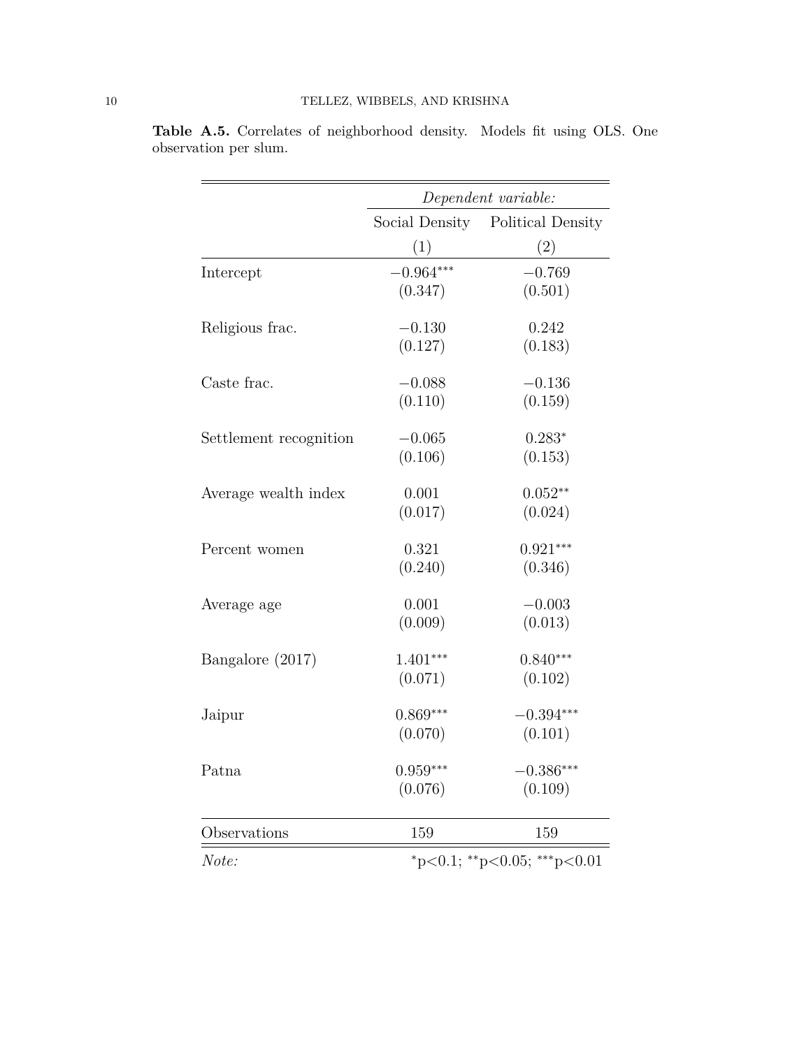**Table A.5.** Correlates of neighborhood density. Models fit using OLS. One observation per slum.

| | *Dependent variable:* | |
|---|---|---|
| | Social Density | Political Density |
| | (1) | (2) |
| Intercept | $-0.964^{***}$ | $-0.769$ |
| | (0.347) | (0.501) |
| Religious frac. | $-0.130$ | 0.242 |
| | (0.127) | (0.183) |
| Caste frac. | $-0.088$ | $-0.136$ |
| | (0.110) | (0.159) |
| Settlement recognition | $-0.065$ | $0.283^{*}$ |
| | (0.106) | (0.153) |
| Average wealth index | 0.001 | $0.052^{**}$ |
| | (0.017) | (0.024) |
| Percent women | 0.321 | $0.921^{***}$ |
| | (0.240) | (0.346) |
| Average age | 0.001 | $-0.003$ |
| | (0.009) | (0.013) |
| Bangalore (2017) | $1.401^{***}$ | $0.840^{***}$ |
| | (0.071) | (0.102) |
| Jaipur | $0.869^{***}$ | $-0.394^{***}$ |
| | (0.070) | (0.101) |
| Patna | $0.959^{***}$ | $-0.386^{***}$ |
| | (0.076) | (0.109) |
| Observations | 159 | 159 |
| *Note:* | $^{*}$p<0.1; $^{**}$p<0.05; $^{***}$p<0.01 | |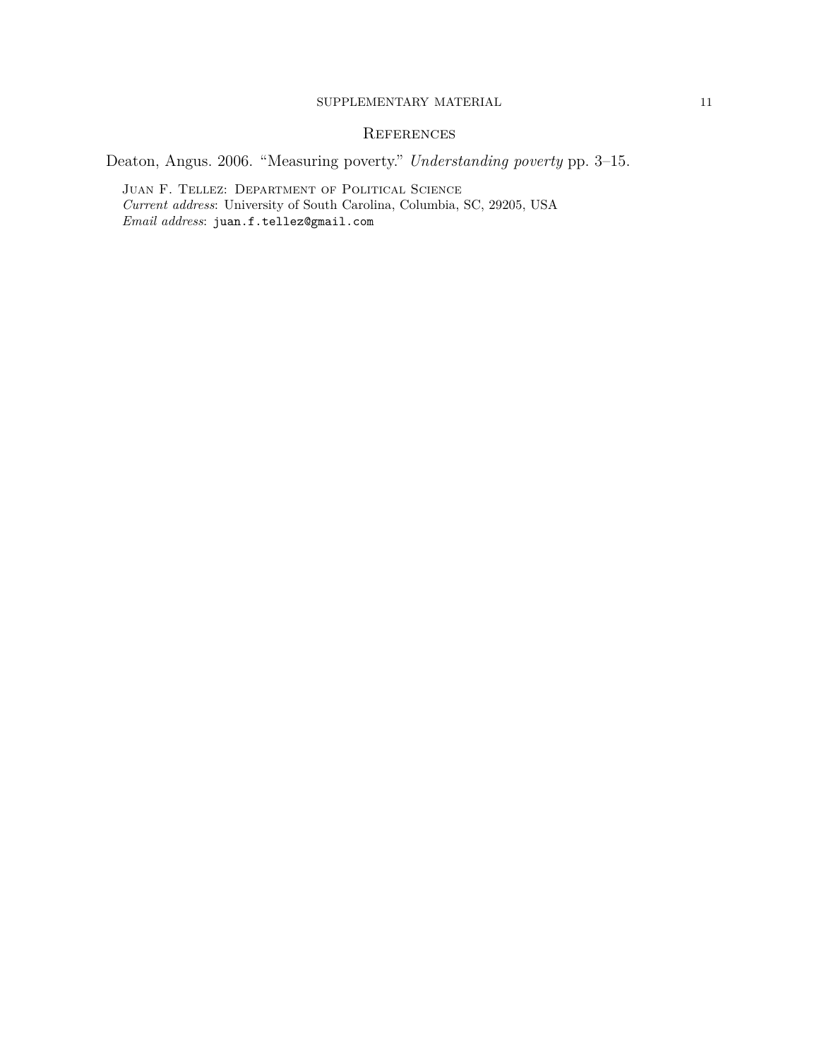## References

Deaton, Angus. 2006. "Measuring poverty." *Understanding poverty* pp. 3–15.

Juan F. Tellez: Department of Political Science
*Current address*: University of South Carolina, Columbia, SC, 29205, USA
*Email address*: `juan.f.tellez@gmail.com`